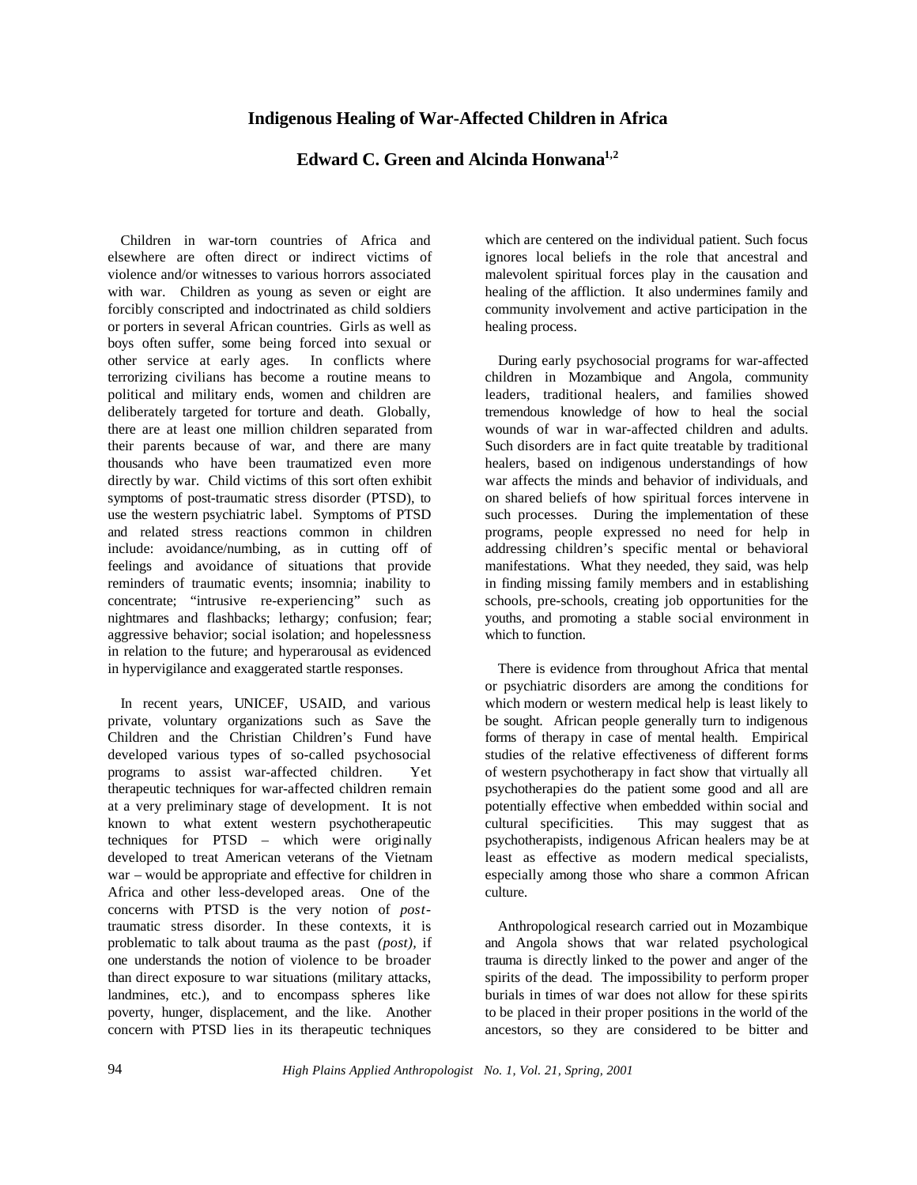# Indigenous Healing of War-Affected Children in Africa

## Edward C. Green and Alcinda Honwana[1,2]

Children in war-torn countries of Africa and elsewhere are often direct or indirect victims of violence and/or witnesses to various horrors associated with war. Children as young as seven or eight are forcibly conscripted and indoctrinated as child soldiers or porters in several African countries. Girls as well as boys often suffer, some being forced into sexual or other service at early ages. In conflicts where terrorizing civilians has become a routine means to political and military ends, women and children are deliberately targeted for torture and death. Globally, there are at least one million children separated from their parents because of war, and there are many thousands who have been traumatized even more directly by war. Child victims of this sort often exhibit symptoms of post-traumatic stress disorder (PTSD), to use the western psychiatric label. Symptoms of PTSD and related stress reactions common in children include: avoidance/numbing, as in cutting off of feelings and avoidance of situations that provide reminders of traumatic events; insomnia; inability to concentrate; "intrusive re-experiencing" such as nightmares and flashbacks; lethargy; confusion; fear; aggressive behavior; social isolation; and hopelessness in relation to the future; and hyperarousal as evidenced in hypervigilance and exaggerated startle responses.

In recent years, UNICEF, USAID, and various private, voluntary organizations such as Save the Children and the Christian Children's Fund have developed various types of so-called psychosocial programs to assist war-affected children. Yet therapeutic techniques for war-affected children remain at a very preliminary stage of development. It is not known to what extent western psychotherapeutic techniques for PTSD – which were originally developed to treat American veterans of the Vietnam war – would be appropriate and effective for children in Africa and other less-developed areas. One of the concerns with PTSD is the very notion of *post*-traumatic stress disorder. In these contexts, it is problematic to talk about trauma as the past *(post),* if one understands the notion of violence to be broader than direct exposure to war situations (military attacks, landmines, etc.), and to encompass spheres like poverty, hunger, displacement, and the like. Another concern with PTSD lies in its therapeutic techniques which are centered on the individual patient. Such focus ignores local beliefs in the role that ancestral and malevolent spiritual forces play in the causation and healing of the affliction. It also undermines family and community involvement and active participation in the healing process.

During early psychosocial programs for war-affected children in Mozambique and Angola, community leaders, traditional healers, and families showed tremendous knowledge of how to heal the social wounds of war in war-affected children and adults. Such disorders are in fact quite treatable by traditional healers, based on indigenous understandings of how war affects the minds and behavior of individuals, and on shared beliefs of how spiritual forces intervene in such processes. During the implementation of these programs, people expressed no need for help in addressing children's specific mental or behavioral manifestations. What they needed, they said, was help in finding missing family members and in establishing schools, pre-schools, creating job opportunities for the youths, and promoting a stable social environment in which to function.

There is evidence from throughout Africa that mental or psychiatric disorders are among the conditions for which modern or western medical help is least likely to be sought. African people generally turn to indigenous forms of therapy in case of mental health. Empirical studies of the relative effectiveness of different forms of western psychotherapy in fact show that virtually all psychotherapies do the patient some good and all are potentially effective when embedded within social and cultural specificities. This may suggest that as psychotherapists, indigenous African healers may be at least as effective as modern medical specialists, especially among those who share a common African culture.

Anthropological research carried out in Mozambique and Angola shows that war related psychological trauma is directly linked to the power and anger of the spirits of the dead. The impossibility to perform proper burials in times of war does not allow for these spirits to be placed in their proper positions in the world of the ancestors, so they are considered to be bitter and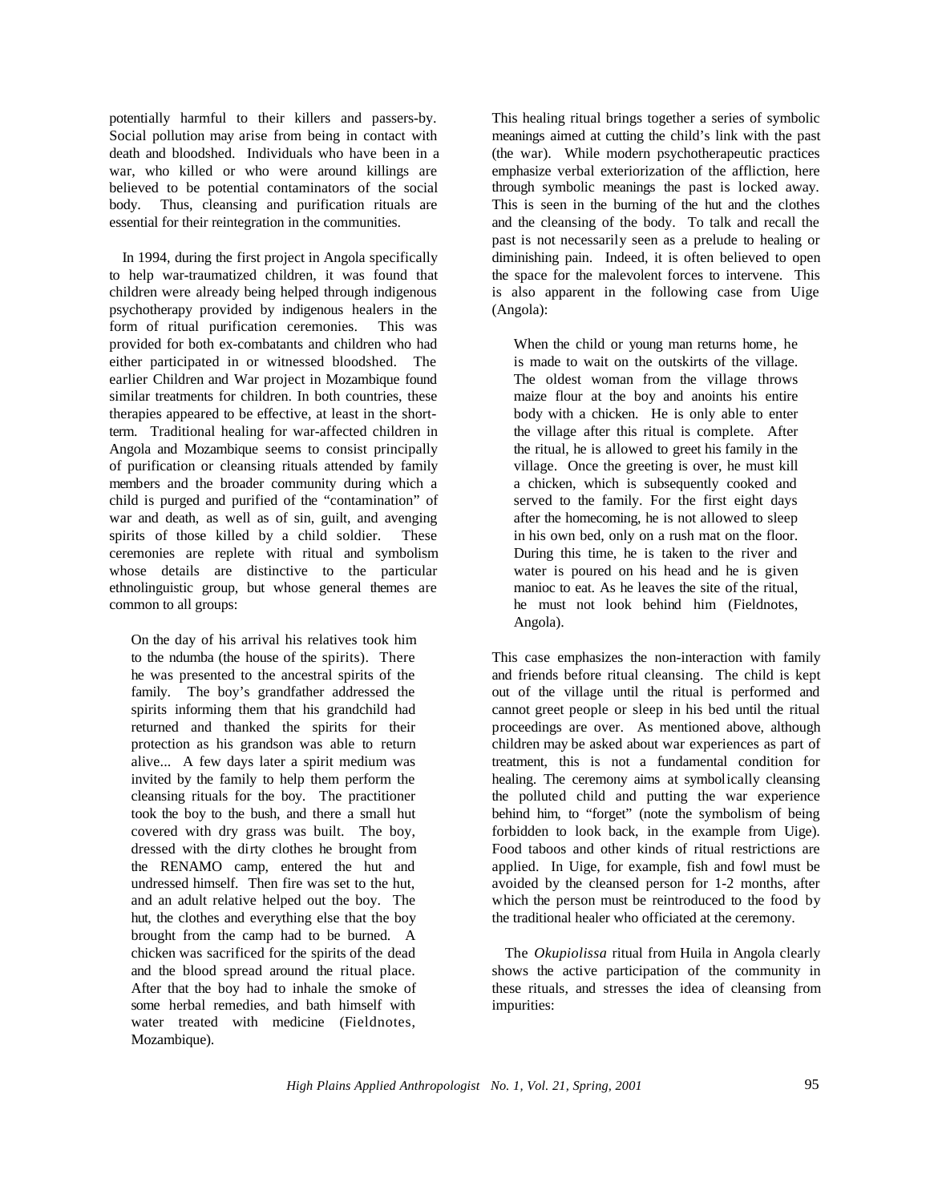potentially harmful to their killers and passers-by. Social pollution may arise from being in contact with death and bloodshed. Individuals who have been in a war, who killed or who were around killings are believed to be potential contaminators of the social body. Thus, cleansing and purification rituals are essential for their reintegration in the communities.

In 1994, during the first project in Angola specifically to help war-traumatized children, it was found that children were already being helped through indigenous psychotherapy provided by indigenous healers in the form of ritual purification ceremonies. This was provided for both ex-combatants and children who had either participated in or witnessed bloodshed. The earlier Children and War project in Mozambique found similar treatments for children. In both countries, these therapies appeared to be effective, at least in the short-term. Traditional healing for war-affected children in Angola and Mozambique seems to consist principally of purification or cleansing rituals attended by family members and the broader community during which a child is purged and purified of the "contamination" of war and death, as well as of sin, guilt, and avenging spirits of those killed by a child soldier. These ceremonies are replete with ritual and symbolism whose details are distinctive to the particular ethnolinguistic group, but whose general themes are common to all groups:

> On the day of his arrival his relatives took him to the ndumba (the house of the spirits). There he was presented to the ancestral spirits of the family. The boy's grandfather addressed the spirits informing them that his grandchild had returned and thanked the spirits for their protection as his grandson was able to return alive... A few days later a spirit medium was invited by the family to help them perform the cleansing rituals for the boy. The practitioner took the boy to the bush, and there a small hut covered with dry grass was built. The boy, dressed with the dirty clothes he brought from the RENAMO camp, entered the hut and undressed himself. Then fire was set to the hut, and an adult relative helped out the boy. The hut, the clothes and everything else that the boy brought from the camp had to be burned. A chicken was sacrificed for the spirits of the dead and the blood spread around the ritual place. After that the boy had to inhale the smoke of some herbal remedies, and bath himself with water treated with medicine (Fieldnotes, Mozambique).

This healing ritual brings together a series of symbolic meanings aimed at cutting the child's link with the past (the war). While modern psychotherapeutic practices emphasize verbal exteriorization of the affliction, here through symbolic meanings the past is locked away. This is seen in the burning of the hut and the clothes and the cleansing of the body. To talk and recall the past is not necessarily seen as a prelude to healing or diminishing pain. Indeed, it is often believed to open the space for the malevolent forces to intervene. This is also apparent in the following case from Uige (Angola):

> When the child or young man returns home, he is made to wait on the outskirts of the village. The oldest woman from the village throws maize flour at the boy and anoints his entire body with a chicken. He is only able to enter the village after this ritual is complete. After the ritual, he is allowed to greet his family in the village. Once the greeting is over, he must kill a chicken, which is subsequently cooked and served to the family. For the first eight days after the homecoming, he is not allowed to sleep in his own bed, only on a rush mat on the floor. During this time, he is taken to the river and water is poured on his head and he is given manioc to eat. As he leaves the site of the ritual, he must not look behind him (Fieldnotes, Angola).

This case emphasizes the non-interaction with family and friends before ritual cleansing. The child is kept out of the village until the ritual is performed and cannot greet people or sleep in his bed until the ritual proceedings are over. As mentioned above, although children may be asked about war experiences as part of treatment, this is not a fundamental condition for healing. The ceremony aims at symbolically cleansing the polluted child and putting the war experience behind him, to "forget" (note the symbolism of being forbidden to look back, in the example from Uige). Food taboos and other kinds of ritual restrictions are applied. In Uige, for example, fish and fowl must be avoided by the cleansed person for 1-2 months, after which the person must be reintroduced to the food by the traditional healer who officiated at the ceremony.

The *Okupiolissa* ritual from Huila in Angola clearly shows the active participation of the community in these rituals, and stresses the idea of cleansing from impurities: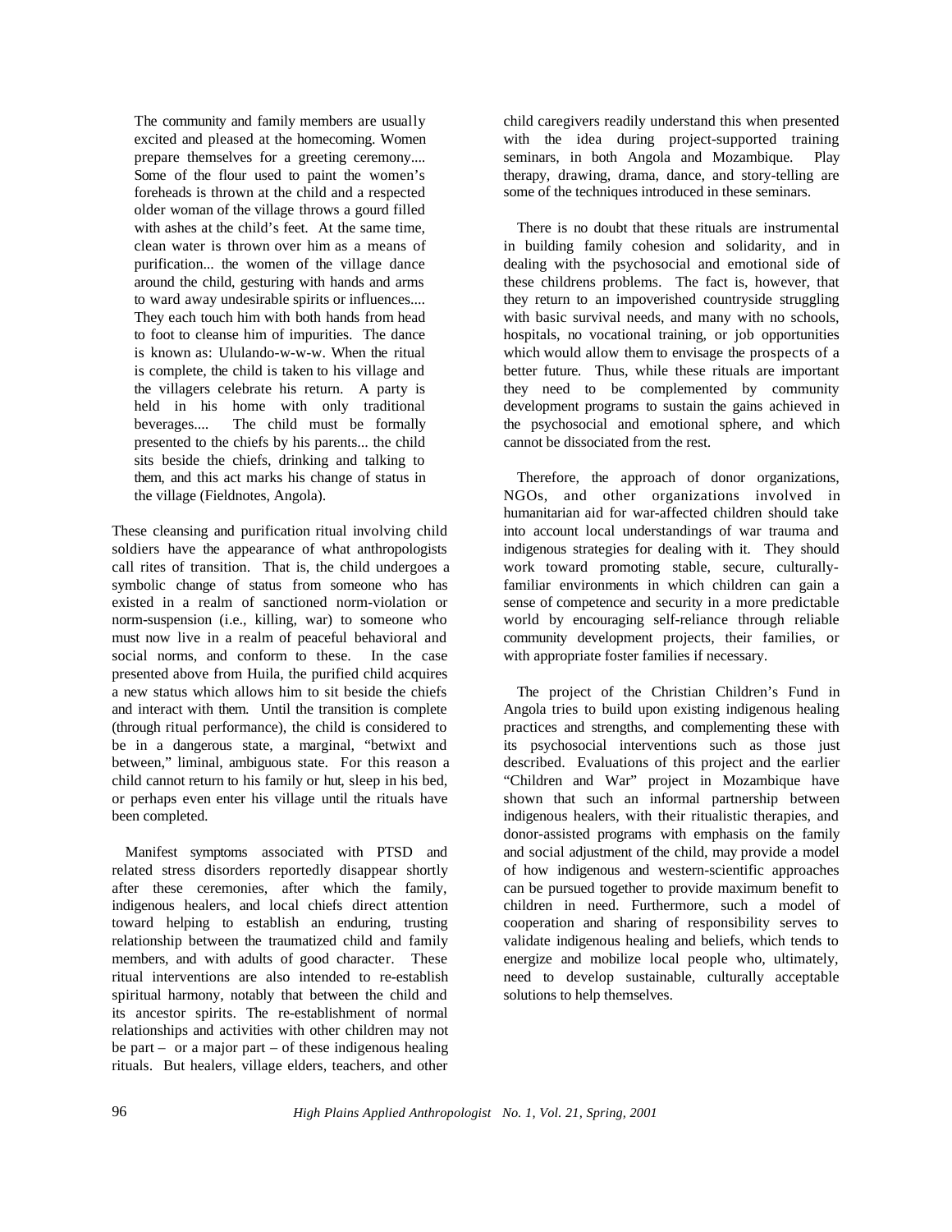> The community and family members are usually excited and pleased at the homecoming. Women prepare themselves for a greeting ceremony.... Some of the flour used to paint the women's foreheads is thrown at the child and a respected older woman of the village throws a gourd filled with ashes at the child's feet. At the same time, clean water is thrown over him as a means of purification... the women of the village dance around the child, gesturing with hands and arms to ward away undesirable spirits or influences.... They each touch him with both hands from head to foot to cleanse him of impurities. The dance is known as: Ululando-w-w-w. When the ritual is complete, the child is taken to his village and the villagers celebrate his return. A party is held in his home with only traditional beverages.... The child must be formally presented to the chiefs by his parents... the child sits beside the chiefs, drinking and talking to them, and this act marks his change of status in the village (Fieldnotes, Angola).

These cleansing and purification ritual involving child soldiers have the appearance of what anthropologists call rites of transition. That is, the child undergoes a symbolic change of status from someone who has existed in a realm of sanctioned norm-violation or norm-suspension (i.e., killing, war) to someone who must now live in a realm of peaceful behavioral and social norms, and conform to these. In the case presented above from Huila, the purified child acquires a new status which allows him to sit beside the chiefs and interact with them. Until the transition is complete (through ritual performance), the child is considered to be in a dangerous state, a marginal, "betwixt and between," liminal, ambiguous state. For this reason a child cannot return to his family or hut, sleep in his bed, or perhaps even enter his village until the rituals have been completed.

Manifest symptoms associated with PTSD and related stress disorders reportedly disappear shortly after these ceremonies, after which the family, indigenous healers, and local chiefs direct attention toward helping to establish an enduring, trusting relationship between the traumatized child and family members, and with adults of good character. These ritual interventions are also intended to re-establish spiritual harmony, notably that between the child and its ancestor spirits. The re-establishment of normal relationships and activities with other children may not be part – or a major part – of these indigenous healing rituals. But healers, village elders, teachers, and other child caregivers readily understand this when presented with the idea during project-supported training seminars, in both Angola and Mozambique. Play therapy, drawing, drama, dance, and story-telling are some of the techniques introduced in these seminars.

There is no doubt that these rituals are instrumental in building family cohesion and solidarity, and in dealing with the psychosocial and emotional side of these childrens problems. The fact is, however, that they return to an impoverished countryside struggling with basic survival needs, and many with no schools, hospitals, no vocational training, or job opportunities which would allow them to envisage the prospects of a better future. Thus, while these rituals are important they need to be complemented by community development programs to sustain the gains achieved in the psychosocial and emotional sphere, and which cannot be dissociated from the rest.

Therefore, the approach of donor organizations, NGOs, and other organizations involved in humanitarian aid for war-affected children should take into account local understandings of war trauma and indigenous strategies for dealing with it. They should work toward promoting stable, secure, culturally-familiar environments in which children can gain a sense of competence and security in a more predictable world by encouraging self-reliance through reliable community development projects, their families, or with appropriate foster families if necessary.

The project of the Christian Children's Fund in Angola tries to build upon existing indigenous healing practices and strengths, and complementing these with its psychosocial interventions such as those just described. Evaluations of this project and the earlier "Children and War" project in Mozambique have shown that such an informal partnership between indigenous healers, with their ritualistic therapies, and donor-assisted programs with emphasis on the family and social adjustment of the child, may provide a model of how indigenous and western-scientific approaches can be pursued together to provide maximum benefit to children in need. Furthermore, such a model of cooperation and sharing of responsibility serves to validate indigenous healing and beliefs, which tends to energize and mobilize local people who, ultimately, need to develop sustainable, culturally acceptable solutions to help themselves.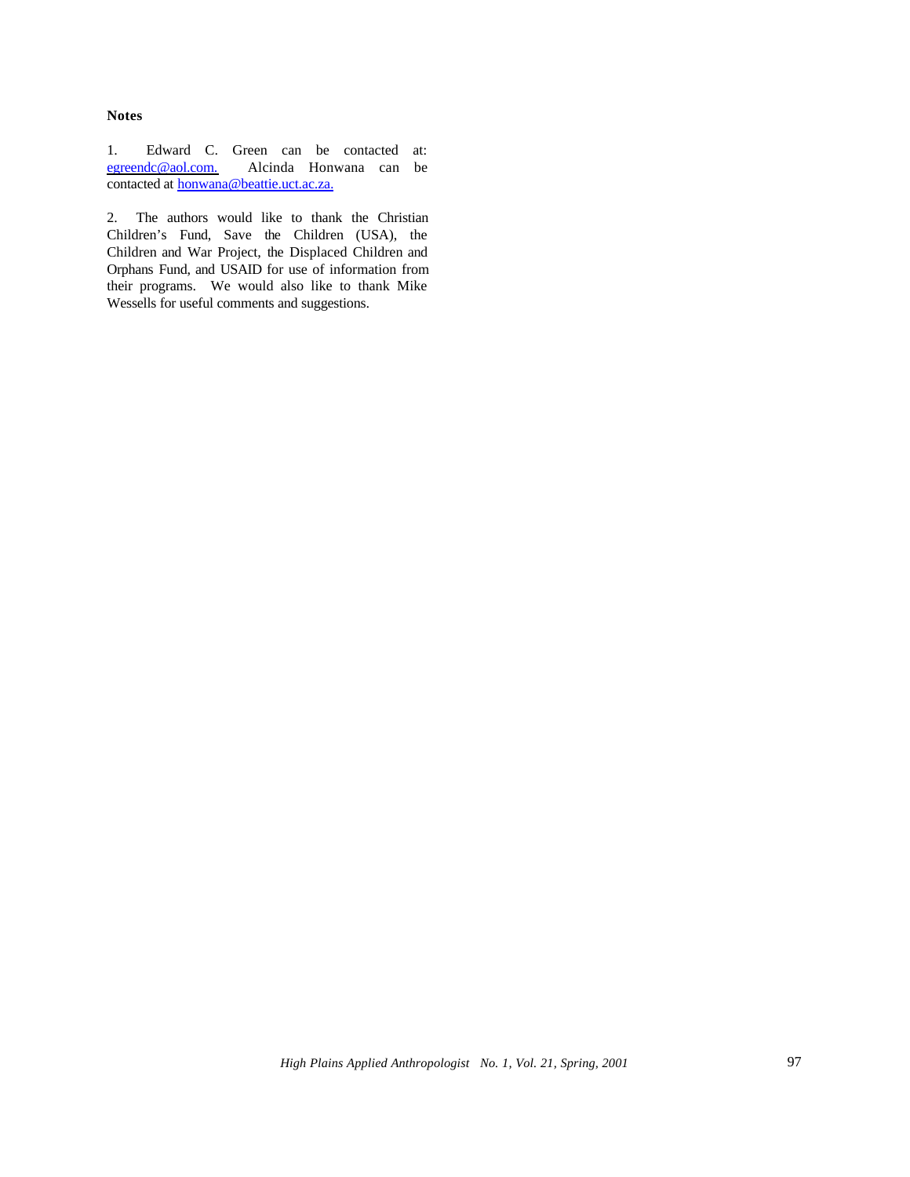### Notes

1. Edward C. Green can be contacted at: egreendc@aol.com. Alcinda Honwana can be contacted at honwana@beattie.uct.ac.za.

2. The authors would like to thank the Christian Children's Fund, Save the Children (USA), the Children and War Project, the Displaced Children and Orphans Fund, and USAID for use of information from their programs. We would also like to thank Mike Wessells for useful comments and suggestions.